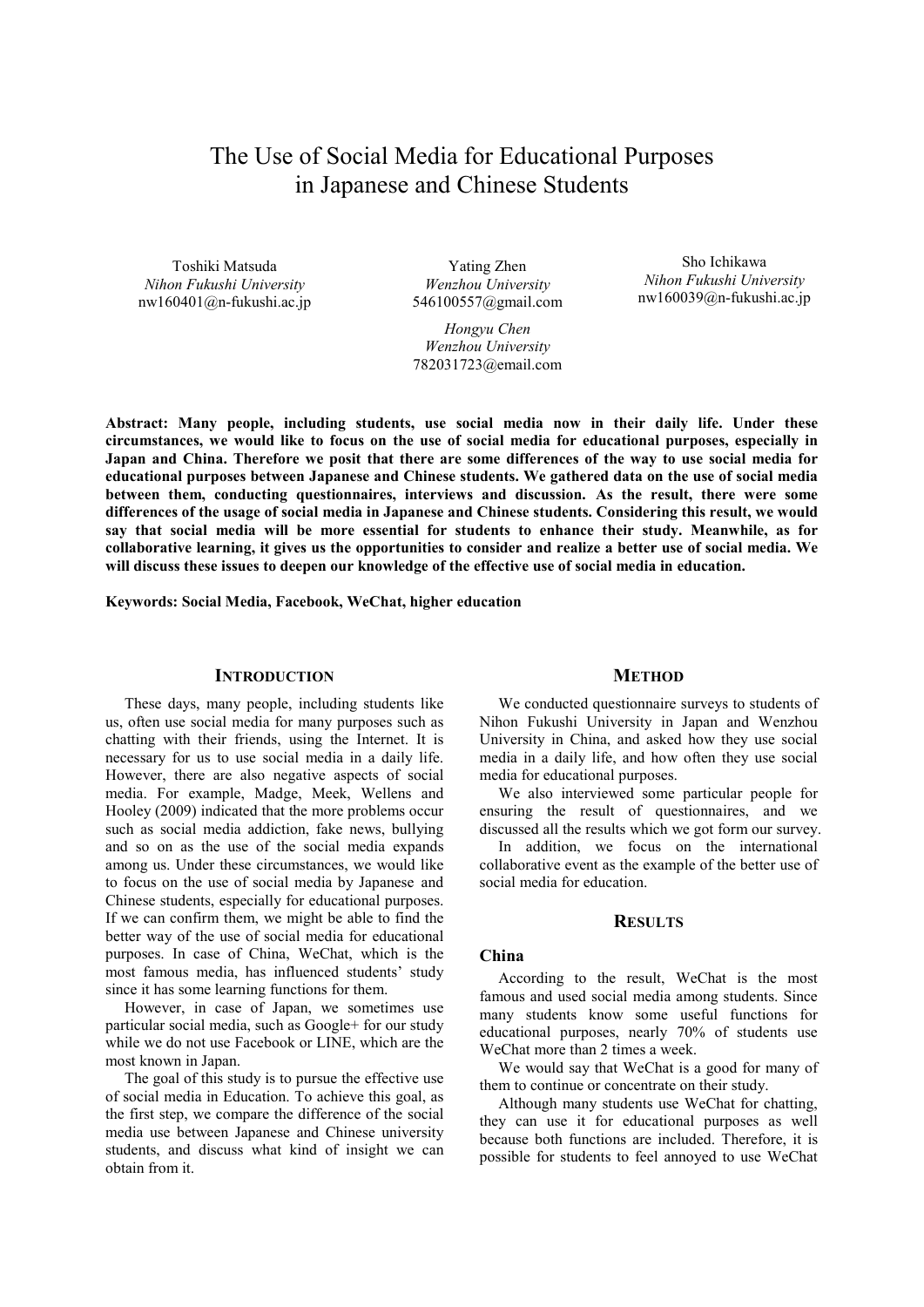# The Use of Social Media for Educational Purposes in Japanese and Chinese Students

Toshiki Matsuda
*Nihon Fukushi University*
nw160401@n-fukushi.ac.jp

Yating Zhen
*Wenzhou University*
546100557@gmail.com

*Hongyu Chen*
*Wenzhou University*
782031723@email.com

Sho Ichikawa
*Nihon Fukushi University*
nw160039@n-fukushi.ac.jp

**Abstract: Many people, including students, use social media now in their daily life. Under these circumstances, we would like to focus on the use of social media for educational purposes, especially in Japan and China. Therefore we posit that there are some differences of the way to use social media for educational purposes between Japanese and Chinese students. We gathered data on the use of social media between them, conducting questionnaires, interviews and discussion. As the result, there were some differences of the usage of social media in Japanese and Chinese students. Considering this result, we would say that social media will be more essential for students to enhance their study. Meanwhile, as for collaborative learning, it gives us the opportunities to consider and realize a better use of social media. We will discuss these issues to deepen our knowledge of the effective use of social media in education.**

**Keywords: Social Media, Facebook, WeChat, higher education**

## INTRODUCTION

These days, many people, including students like us, often use social media for many purposes such as chatting with their friends, using the Internet. It is necessary for us to use social media in a daily life. However, there are also negative aspects of social media. For example, Madge, Meek, Wellens and Hooley (2009) indicated that the more problems occur such as social media addiction, fake news, bullying and so on as the use of the social media expands among us. Under these circumstances, we would like to focus on the use of social media by Japanese and Chinese students, especially for educational purposes. If we can confirm them, we might be able to find the better way of the use of social media for educational purposes. In case of China, WeChat, which is the most famous media, has influenced students' study since it has some learning functions for them.

However, in case of Japan, we sometimes use particular social media, such as Google+ for our study while we do not use Facebook or LINE, which are the most known in Japan.

The goal of this study is to pursue the effective use of social media in Education. To achieve this goal, as the first step, we compare the difference of the social media use between Japanese and Chinese university students, and discuss what kind of insight we can obtain from it.

## METHOD

We conducted questionnaire surveys to students of Nihon Fukushi University in Japan and Wenzhou University in China, and asked how they use social media in a daily life, and how often they use social media for educational purposes.

We also interviewed some particular people for ensuring the result of questionnaires, and we discussed all the results which we got form our survey.

In addition, we focus on the international collaborative event as the example of the better use of social media for education.

## RESULTS

### China

According to the result, WeChat is the most famous and used social media among students. Since many students know some useful functions for educational purposes, nearly 70% of students use WeChat more than 2 times a week.

We would say that WeChat is a good for many of them to continue or concentrate on their study.

Although many students use WeChat for chatting, they can use it for educational purposes as well because both functions are included. Therefore, it is possible for students to feel annoyed to use WeChat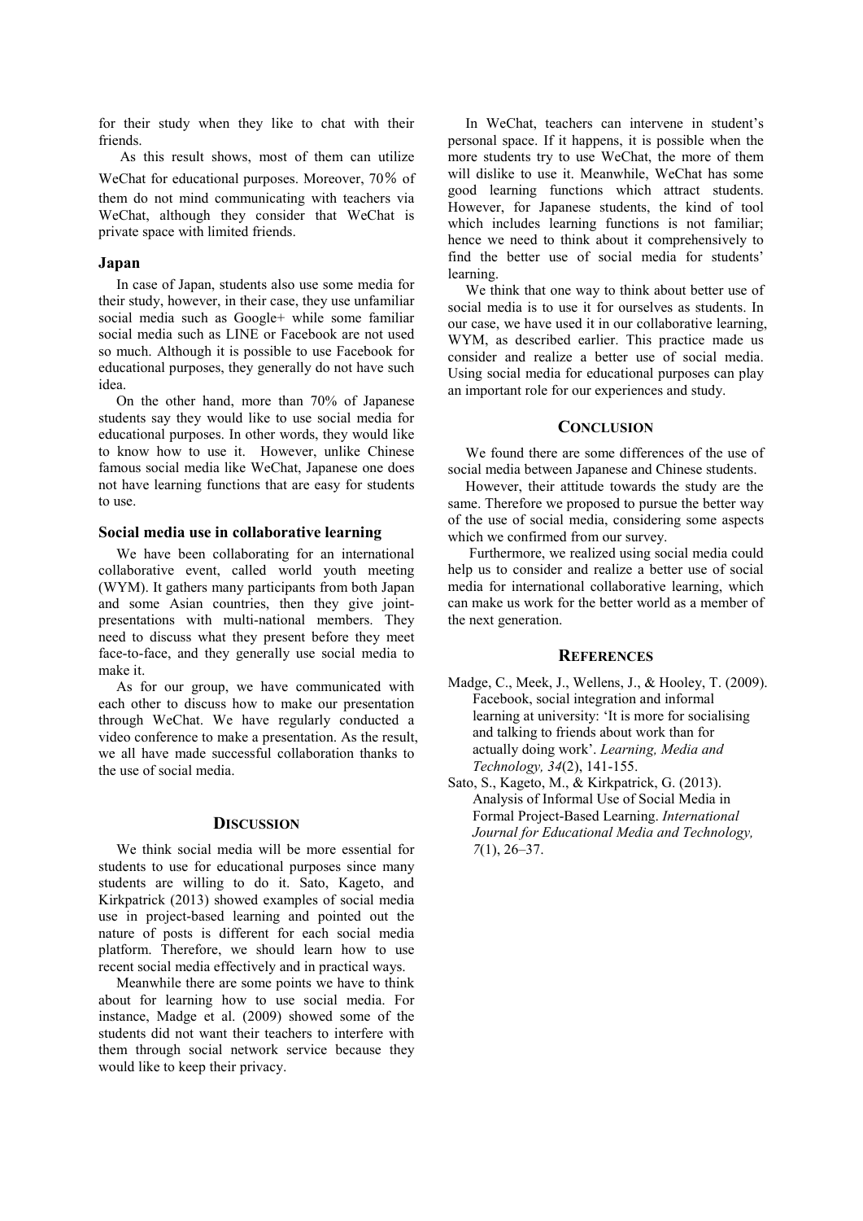for their study when they like to chat with their friends.

As this result shows, most of them can utilize WeChat for educational purposes. Moreover, 70% of them do not mind communicating with teachers via WeChat, although they consider that WeChat is private space with limited friends.

### Japan

In case of Japan, students also use some media for their study, however, in their case, they use unfamiliar social media such as Google+ while some familiar social media such as LINE or Facebook are not used so much. Although it is possible to use Facebook for educational purposes, they generally do not have such idea.

On the other hand, more than 70% of Japanese students say they would like to use social media for educational purposes. In other words, they would like to know how to use it. However, unlike Chinese famous social media like WeChat, Japanese one does not have learning functions that are easy for students to use.

### Social media use in collaborative learning

We have been collaborating for an international collaborative event, called world youth meeting (WYM). It gathers many participants from both Japan and some Asian countries, then they give joint-presentations with multi-national members. They need to discuss what they present before they meet face-to-face, and they generally use social media to make it.

As for our group, we have communicated with each other to discuss how to make our presentation through WeChat. We have regularly conducted a video conference to make a presentation. As the result, we all have made successful collaboration thanks to the use of social media.

## Discussion

We think social media will be more essential for students to use for educational purposes since many students are willing to do it. Sato, Kageto, and Kirkpatrick (2013) showed examples of social media use in project-based learning and pointed out the nature of posts is different for each social media platform. Therefore, we should learn how to use recent social media effectively and in practical ways.

Meanwhile there are some points we have to think about for learning how to use social media. For instance, Madge et al. (2009) showed some of the students did not want their teachers to interfere with them through social network service because they would like to keep their privacy.

In WeChat, teachers can intervene in student's personal space. If it happens, it is possible when the more students try to use WeChat, the more of them will dislike to use it. Meanwhile, WeChat has some good learning functions which attract students. However, for Japanese students, the kind of tool which includes learning functions is not familiar; hence we need to think about it comprehensively to find the better use of social media for students' learning.

We think that one way to think about better use of social media is to use it for ourselves as students. In our case, we have used it in our collaborative learning, WYM, as described earlier. This practice made us consider and realize a better use of social media. Using social media for educational purposes can play an important role for our experiences and study.

## Conclusion

We found there are some differences of the use of social media between Japanese and Chinese students.

However, their attitude towards the study are the same. Therefore we proposed to pursue the better way of the use of social media, considering some aspects which we confirmed from our survey.

Furthermore, we realized using social media could help us to consider and realize a better use of social media for international collaborative learning, which can make us work for the better world as a member of the next generation.

## References

Madge, C., Meek, J., Wellens, J., & Hooley, T. (2009). Facebook, social integration and informal learning at university: 'It is more for socialising and talking to friends about work than for actually doing work'. *Learning, Media and Technology, 34*(2), 141-155.

Sato, S., Kageto, M., & Kirkpatrick, G. (2013). Analysis of Informal Use of Social Media in Formal Project-Based Learning. *International Journal for Educational Media and Technology, 7*(1), 26–37.